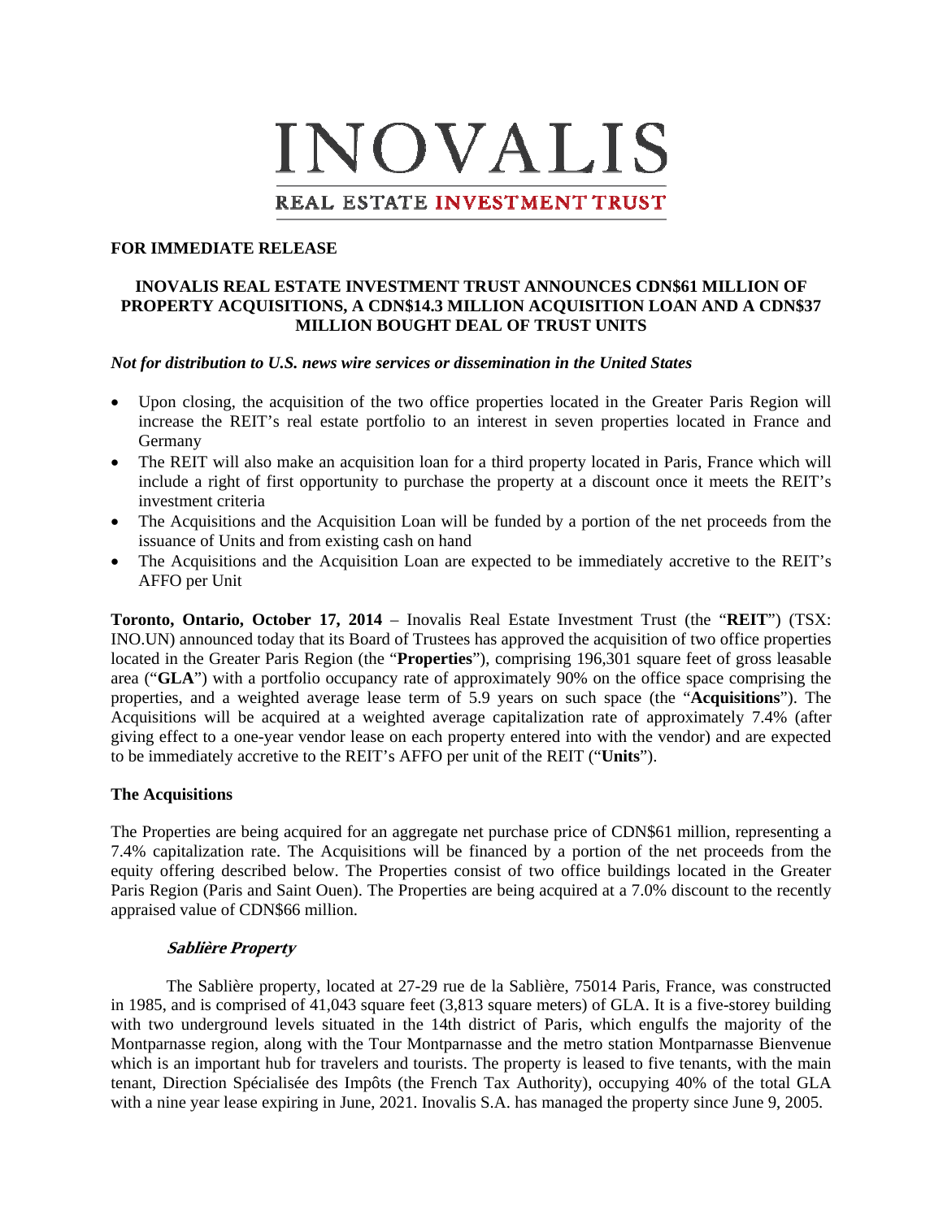# INOVALIS

REAL ESTATE INVESTMENT TRUST

**FOR IMMEDIATE RELEASE**

## INOVALIS REAL ESTATE INVESTMENT TRUST ANNOUNCES CDN$61 MILLION OF PROPERTY ACQUISITIONS, A CDN$14.3 MILLION ACQUISITION LOAN AND A CDN$37 MILLION BOUGHT DEAL OF TRUST UNITS

***Not for distribution to U.S. news wire services or dissemination in the United States***

- Upon closing, the acquisition of the two office properties located in the Greater Paris Region will increase the REIT's real estate portfolio to an interest in seven properties located in France and Germany
- The REIT will also make an acquisition loan for a third property located in Paris, France which will include a right of first opportunity to purchase the property at a discount once it meets the REIT's investment criteria
- The Acquisitions and the Acquisition Loan will be funded by a portion of the net proceeds from the issuance of Units and from existing cash on hand
- The Acquisitions and the Acquisition Loan are expected to be immediately accretive to the REIT's AFFO per Unit

**Toronto, Ontario, October 17, 2014** – Inovalis Real Estate Investment Trust (the "**REIT**") (TSX: INO.UN) announced today that its Board of Trustees has approved the acquisition of two office properties located in the Greater Paris Region (the "**Properties**"), comprising 196,301 square feet of gross leasable area ("**GLA**") with a portfolio occupancy rate of approximately 90% on the office space comprising the properties, and a weighted average lease term of 5.9 years on such space (the "**Acquisitions**"). The Acquisitions will be acquired at a weighted average capitalization rate of approximately 7.4% (after giving effect to a one-year vendor lease on each property entered into with the vendor) and are expected to be immediately accretive to the REIT's AFFO per unit of the REIT ("**Units**").

### The Acquisitions

The Properties are being acquired for an aggregate net purchase price of CDN$61 million, representing a 7.4% capitalization rate. The Acquisitions will be financed by a portion of the net proceeds from the equity offering described below. The Properties consist of two office buildings located in the Greater Paris Region (Paris and Saint Ouen). The Properties are being acquired at a 7.0% discount to the recently appraised value of CDN$66 million.

#### *Sablière Property*

The Sablière property, located at 27-29 rue de la Sablière, 75014 Paris, France, was constructed in 1985, and is comprised of 41,043 square feet (3,813 square meters) of GLA. It is a five-storey building with two underground levels situated in the 14th district of Paris, which engulfs the majority of the Montparnasse region, along with the Tour Montparnasse and the metro station Montparnasse Bienvenue which is an important hub for travelers and tourists. The property is leased to five tenants, with the main tenant, Direction Spécialisée des Impôts (the French Tax Authority), occupying 40% of the total GLA with a nine year lease expiring in June, 2021. Inovalis S.A. has managed the property since June 9, 2005.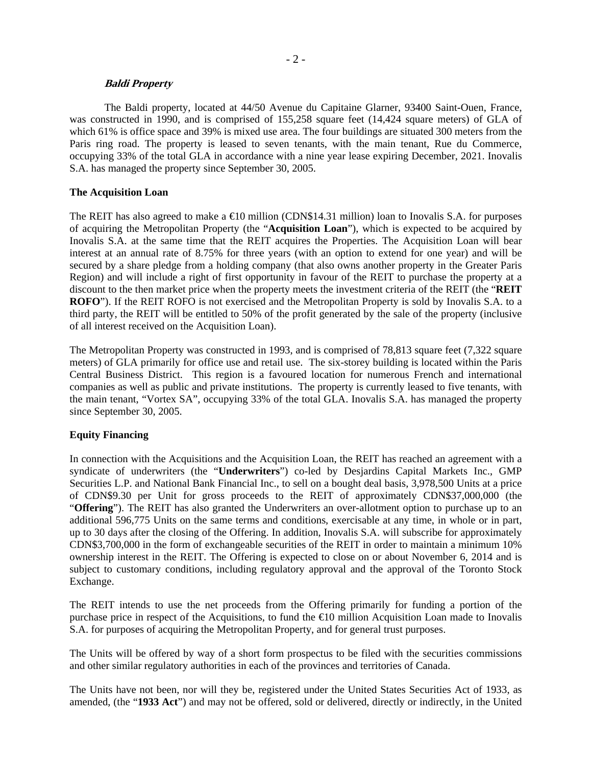***Baldi Property***

The Baldi property, located at 44/50 Avenue du Capitaine Glarner, 93400 Saint-Ouen, France, was constructed in 1990, and is comprised of 155,258 square feet (14,424 square meters) of GLA of which 61% is office space and 39% is mixed use area. The four buildings are situated 300 meters from the Paris ring road. The property is leased to seven tenants, with the main tenant, Rue du Commerce, occupying 33% of the total GLA in accordance with a nine year lease expiring December, 2021. Inovalis S.A. has managed the property since September 30, 2005.

**The Acquisition Loan**

The REIT has also agreed to make a €10 million (CDN$14.31 million) loan to Inovalis S.A. for purposes of acquiring the Metropolitan Property (the "**Acquisition Loan**"), which is expected to be acquired by Inovalis S.A. at the same time that the REIT acquires the Properties. The Acquisition Loan will bear interest at an annual rate of 8.75% for three years (with an option to extend for one year) and will be secured by a share pledge from a holding company (that also owns another property in the Greater Paris Region) and will include a right of first opportunity in favour of the REIT to purchase the property at a discount to the then market price when the property meets the investment criteria of the REIT (the "**REIT ROFO**"). If the REIT ROFO is not exercised and the Metropolitan Property is sold by Inovalis S.A. to a third party, the REIT will be entitled to 50% of the profit generated by the sale of the property (inclusive of all interest received on the Acquisition Loan).

The Metropolitan Property was constructed in 1993, and is comprised of 78,813 square feet (7,322 square meters) of GLA primarily for office use and retail use. The six-storey building is located within the Paris Central Business District. This region is a favoured location for numerous French and international companies as well as public and private institutions. The property is currently leased to five tenants, with the main tenant, "Vortex SA", occupying 33% of the total GLA. Inovalis S.A. has managed the property since September 30, 2005.

**Equity Financing**

In connection with the Acquisitions and the Acquisition Loan, the REIT has reached an agreement with a syndicate of underwriters (the "**Underwriters**") co-led by Desjardins Capital Markets Inc., GMP Securities L.P. and National Bank Financial Inc., to sell on a bought deal basis, 3,978,500 Units at a price of CDN$9.30 per Unit for gross proceeds to the REIT of approximately CDN$37,000,000 (the "**Offering**"). The REIT has also granted the Underwriters an over-allotment option to purchase up to an additional 596,775 Units on the same terms and conditions, exercisable at any time, in whole or in part, up to 30 days after the closing of the Offering. In addition, Inovalis S.A. will subscribe for approximately CDN$3,700,000 in the form of exchangeable securities of the REIT in order to maintain a minimum 10% ownership interest in the REIT. The Offering is expected to close on or about November 6, 2014 and is subject to customary conditions, including regulatory approval and the approval of the Toronto Stock Exchange.

The REIT intends to use the net proceeds from the Offering primarily for funding a portion of the purchase price in respect of the Acquisitions, to fund the €10 million Acquisition Loan made to Inovalis S.A. for purposes of acquiring the Metropolitan Property, and for general trust purposes.

The Units will be offered by way of a short form prospectus to be filed with the securities commissions and other similar regulatory authorities in each of the provinces and territories of Canada.

The Units have not been, nor will they be, registered under the United States Securities Act of 1933, as amended, (the "**1933 Act**") and may not be offered, sold or delivered, directly or indirectly, in the United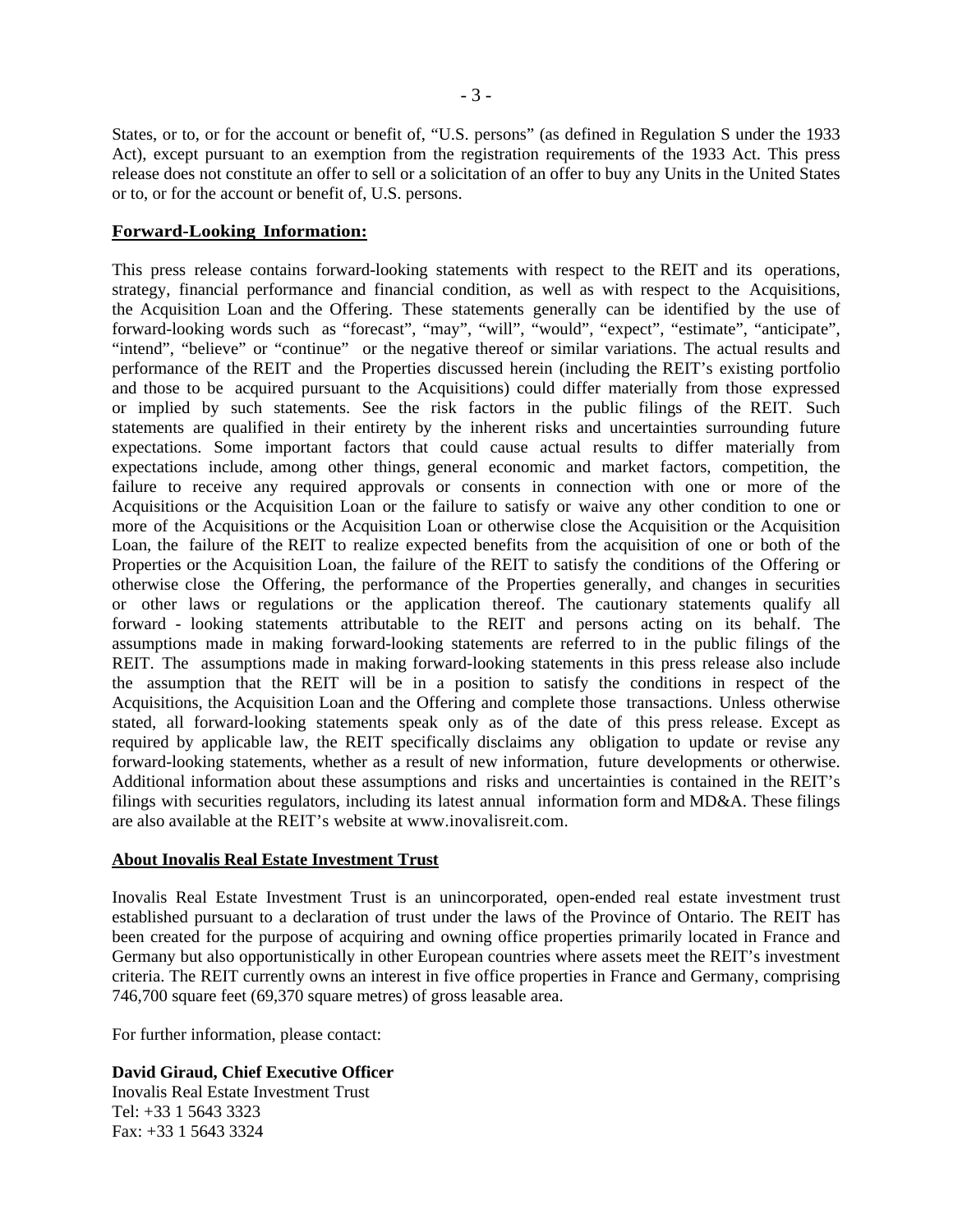States, or to, or for the account or benefit of, "U.S. persons" (as defined in Regulation S under the 1933 Act), except pursuant to an exemption from the registration requirements of the 1933 Act. This press release does not constitute an offer to sell or a solicitation of an offer to buy any Units in the United States or to, or for the account or benefit of, U.S. persons.

**Forward-Looking Information:**

This press release contains forward-looking statements with respect to the REIT and its operations, strategy, financial performance and financial condition, as well as with respect to the Acquisitions, the Acquisition Loan and the Offering. These statements generally can be identified by the use of forward-looking words such as "forecast", "may", "will", "would", "expect", "estimate", "anticipate", "intend", "believe" or "continue" or the negative thereof or similar variations. The actual results and performance of the REIT and the Properties discussed herein (including the REIT's existing portfolio and those to be acquired pursuant to the Acquisitions) could differ materially from those expressed or implied by such statements. See the risk factors in the public filings of the REIT. Such statements are qualified in their entirety by the inherent risks and uncertainties surrounding future expectations. Some important factors that could cause actual results to differ materially from expectations include, among other things, general economic and market factors, competition, the failure to receive any required approvals or consents in connection with one or more of the Acquisitions or the Acquisition Loan or the failure to satisfy or waive any other condition to one or more of the Acquisitions or the Acquisition Loan or otherwise close the Acquisition or the Acquisition Loan, the failure of the REIT to realize expected benefits from the acquisition of one or both of the Properties or the Acquisition Loan, the failure of the REIT to satisfy the conditions of the Offering or otherwise close the Offering, the performance of the Properties generally, and changes in securities or other laws or regulations or the application thereof. The cautionary statements qualify all forward - looking statements attributable to the REIT and persons acting on its behalf. The assumptions made in making forward-looking statements are referred to in the public filings of the REIT. The assumptions made in making forward-looking statements in this press release also include the assumption that the REIT will be in a position to satisfy the conditions in respect of the Acquisitions, the Acquisition Loan and the Offering and complete those transactions. Unless otherwise stated, all forward-looking statements speak only as of the date of this press release. Except as required by applicable law, the REIT specifically disclaims any obligation to update or revise any forward-looking statements, whether as a result of new information, future developments or otherwise. Additional information about these assumptions and risks and uncertainties is contained in the REIT's filings with securities regulators, including its latest annual information form and MD&A. These filings are also available at the REIT's website at www.inovalisreit.com.

**About Inovalis Real Estate Investment Trust**

Inovalis Real Estate Investment Trust is an unincorporated, open-ended real estate investment trust established pursuant to a declaration of trust under the laws of the Province of Ontario. The REIT has been created for the purpose of acquiring and owning office properties primarily located in France and Germany but also opportunistically in other European countries where assets meet the REIT's investment criteria. The REIT currently owns an interest in five office properties in France and Germany, comprising 746,700 square feet (69,370 square metres) of gross leasable area.

For further information, please contact:

**David Giraud, Chief Executive Officer**
Inovalis Real Estate Investment Trust
Tel: +33 1 5643 3323
Fax: +33 1 5643 3324